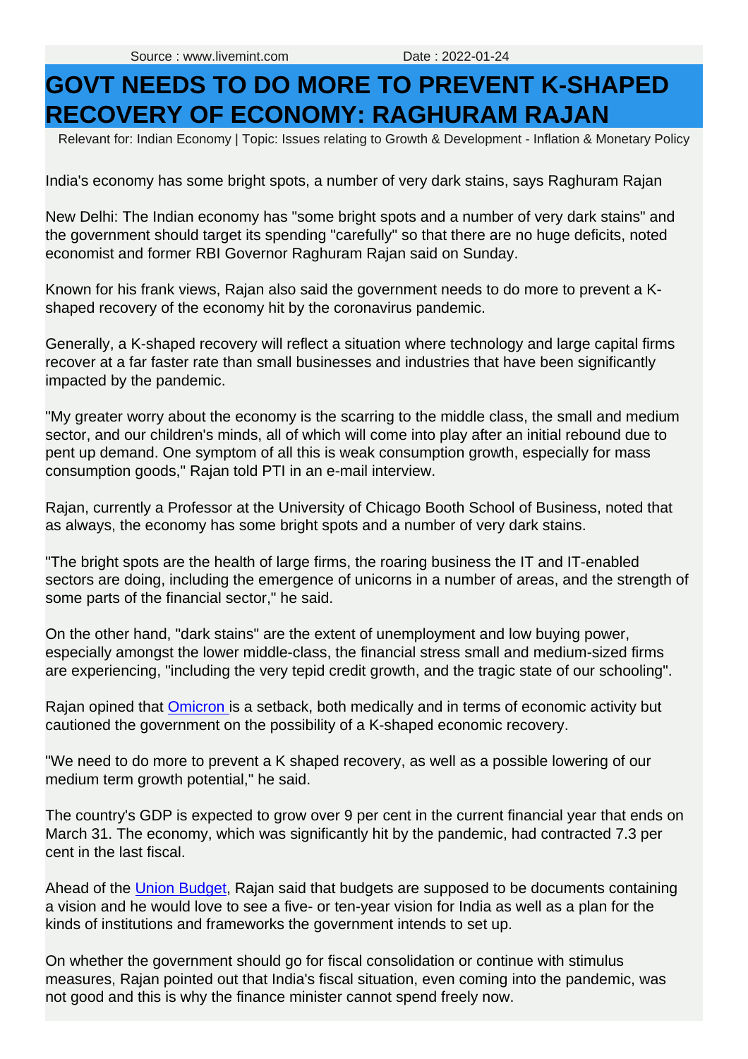Source : www.livemint.com Date : 2022-01-24

# GOVT NEEDS TO DO MORE TO PREVENT K-SHAPED RECOVERY OF ECONOMY: RAGHURAM RAJAN

Relevant for: Indian Economy | Topic: Issues relating to Growth & Development - Inflation & Monetary Policy

India's economy has some bright spots, a number of very dark stains, says Raghuram Rajan

New Delhi: The Indian economy has "some bright spots and a number of very dark stains" and the government should target its spending "carefully" so that there are no huge deficits, noted economist and former RBI Governor Raghuram Rajan said on Sunday.

Known for his frank views, Rajan also said the government needs to do more to prevent a K-shaped recovery of the economy hit by the coronavirus pandemic.

Generally, a K-shaped recovery will reflect a situation where technology and large capital firms recover at a far faster rate than small businesses and industries that have been significantly impacted by the pandemic.

"My greater worry about the economy is the scarring to the middle class, the small and medium sector, and our children's minds, all of which will come into play after an initial rebound due to pent up demand. One symptom of all this is weak consumption growth, especially for mass consumption goods," Rajan told PTI in an e-mail interview.

Rajan, currently a Professor at the University of Chicago Booth School of Business, noted that as always, the economy has some bright spots and a number of very dark stains.

"The bright spots are the health of large firms, the roaring business the IT and IT-enabled sectors are doing, including the emergence of unicorns in a number of areas, and the strength of some parts of the financial sector," he said.

On the other hand, "dark stains" are the extent of unemployment and low buying power, especially amongst the lower middle-class, the financial stress small and medium-sized firms are experiencing, "including the very tepid credit growth, and the tragic state of our schooling".

Rajan opined that Omicron is a setback, both medically and in terms of economic activity but cautioned the government on the possibility of a K-shaped economic recovery.

"We need to do more to prevent a K shaped recovery, as well as a possible lowering of our medium term growth potential," he said.

The country's GDP is expected to grow over 9 per cent in the current financial year that ends on March 31. The economy, which was significantly hit by the pandemic, had contracted 7.3 per cent in the last fiscal.

Ahead of the Union Budget, Rajan said that budgets are supposed to be documents containing a vision and he would love to see a five- or ten-year vision for India as well as a plan for the kinds of institutions and frameworks the government intends to set up.

On whether the government should go for fiscal consolidation or continue with stimulus measures, Rajan pointed out that India's fiscal situation, even coming into the pandemic, was not good and this is why the finance minister cannot spend freely now.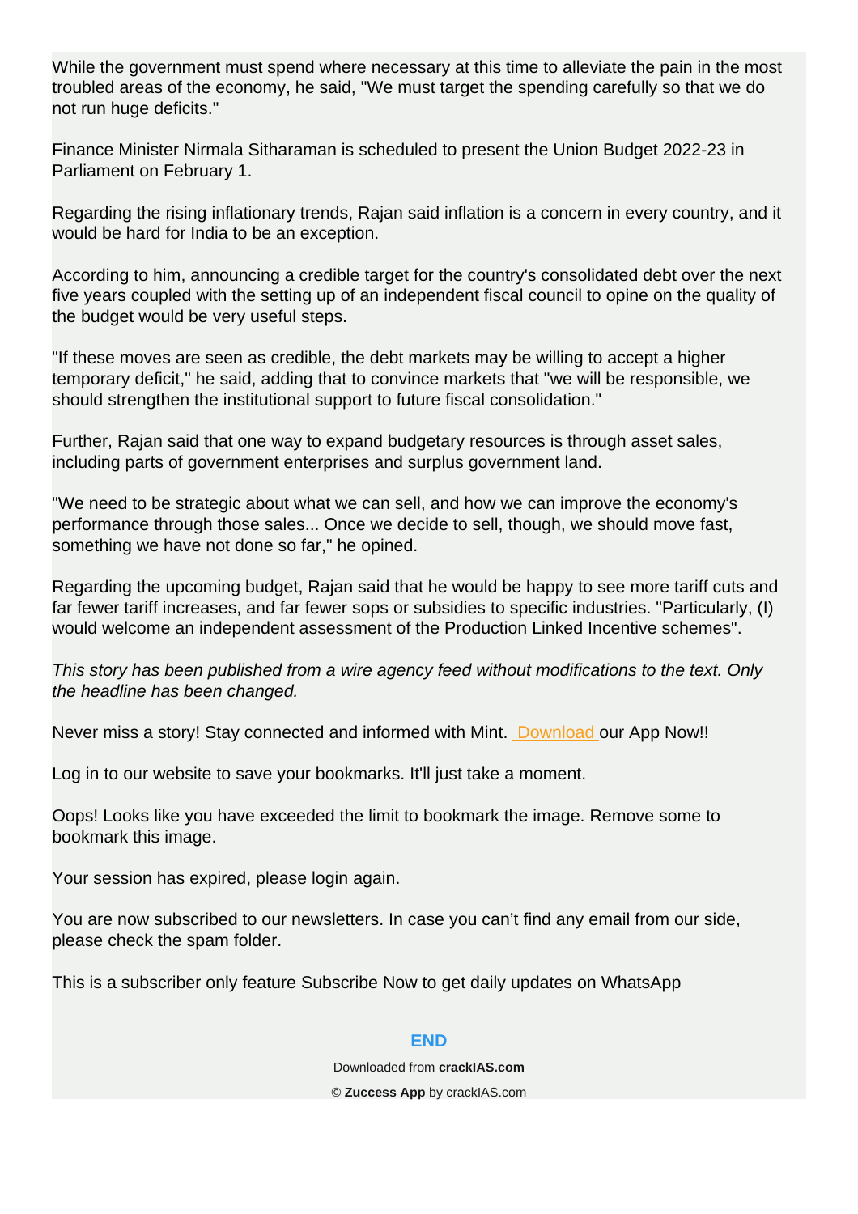While the government must spend where necessary at this time to alleviate the pain in the most troubled areas of the economy, he said, "We must target the spending carefully so that we do not run huge deficits."

Finance Minister Nirmala Sitharaman is scheduled to present the Union Budget 2022-23 in Parliament on February 1.

Regarding the rising inflationary trends, Rajan said inflation is a concern in every country, and it would be hard for India to be an exception.

According to him, announcing a credible target for the country's consolidated debt over the next five years coupled with the setting up of an independent fiscal council to opine on the quality of the budget would be very useful steps.

"If these moves are seen as credible, the debt markets may be willing to accept a higher temporary deficit," he said, adding that to convince markets that "we will be responsible, we should strengthen the institutional support to future fiscal consolidation."

Further, Rajan said that one way to expand budgetary resources is through asset sales, including parts of government enterprises and surplus government land.

"We need to be strategic about what we can sell, and how we can improve the economy's performance through those sales... Once we decide to sell, though, we should move fast, something we have not done so far," he opined.

Regarding the upcoming budget, Rajan said that he would be happy to see more tariff cuts and far fewer tariff increases, and far fewer sops or subsidies to specific industries. "Particularly, (I) would welcome an independent assessment of the Production Linked Incentive schemes".

*This story has been published from a wire agency feed without modifications to the text. Only the headline has been changed.*

Never miss a story! Stay connected and informed with Mint. Download our App Now!!

Log in to our website to save your bookmarks. It'll just take a moment.

Oops! Looks like you have exceeded the limit to bookmark the image. Remove some to bookmark this image.

Your session has expired, please login again.

You are now subscribed to our newsletters. In case you can’t find any email from our side, please check the spam folder.

This is a subscriber only feature Subscribe Now to get daily updates on WhatsApp

**END**

Downloaded from **crackIAS.com**

© **Zuccess App** by crackIAS.com